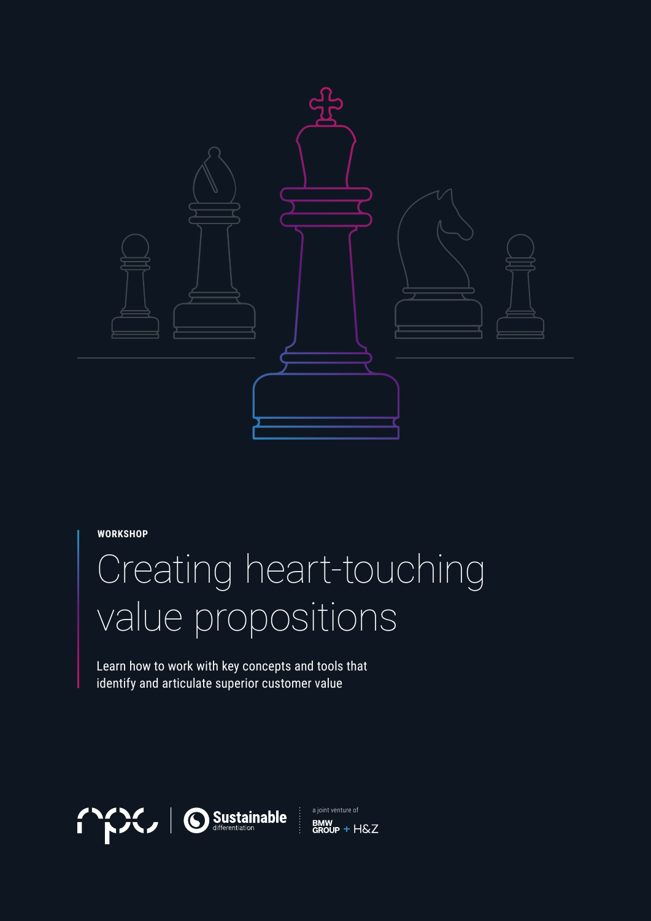WORKSHOP

# Creating heart-touching value propositions

Learn how to work with key concepts and tools that identify and articulate superior customer value

npc | Sustainable differentiation

a joint venture of BMW GROUP + H&Z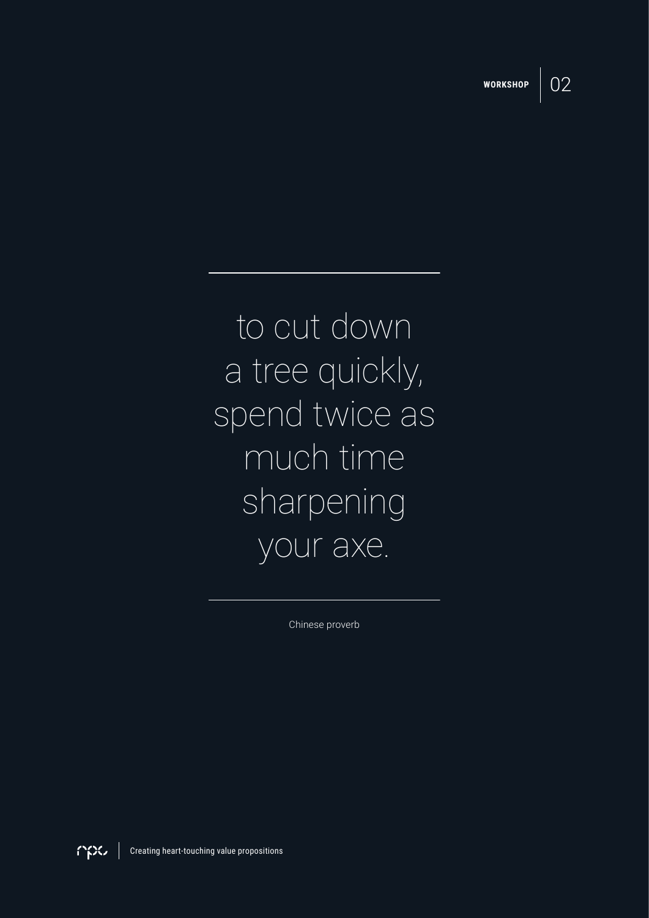to cut down
a tree quickly,
spend twice as
much time
sharpening
your axe.

---

Chinese proverb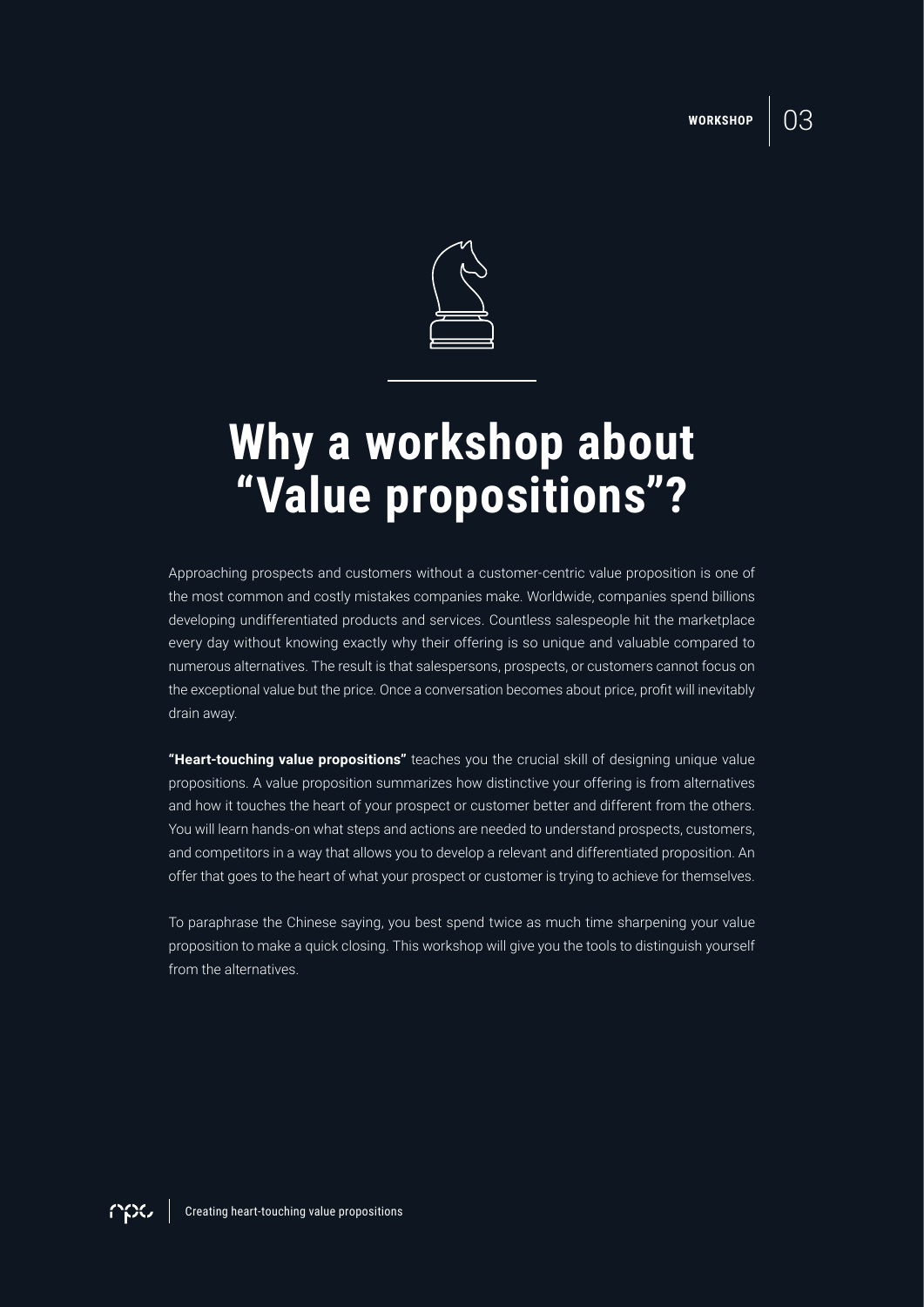# Why a workshop about "Value propositions"?

Approaching prospects and customers without a customer-centric value proposition is one of the most common and costly mistakes companies make. Worldwide, companies spend billions developing undifferentiated products and services. Countless salespeople hit the marketplace every day without knowing exactly why their offering is so unique and valuable compared to numerous alternatives. The result is that salespersons, prospects, or customers cannot focus on the exceptional value but the price. Once a conversation becomes about price, profit will inevitably drain away.

**"Heart-touching value propositions"** teaches you the crucial skill of designing unique value propositions. A value proposition summarizes how distinctive your offering is from alternatives and how it touches the heart of your prospect or customer better and different from the others. You will learn hands-on what steps and actions are needed to understand prospects, customers, and competitors in a way that allows you to develop a relevant and differentiated proposition. An offer that goes to the heart of what your prospect or customer is trying to achieve for themselves.

To paraphrase the Chinese saying, you best spend twice as much time sharpening your value proposition to make a quick closing. This workshop will give you the tools to distinguish yourself from the alternatives.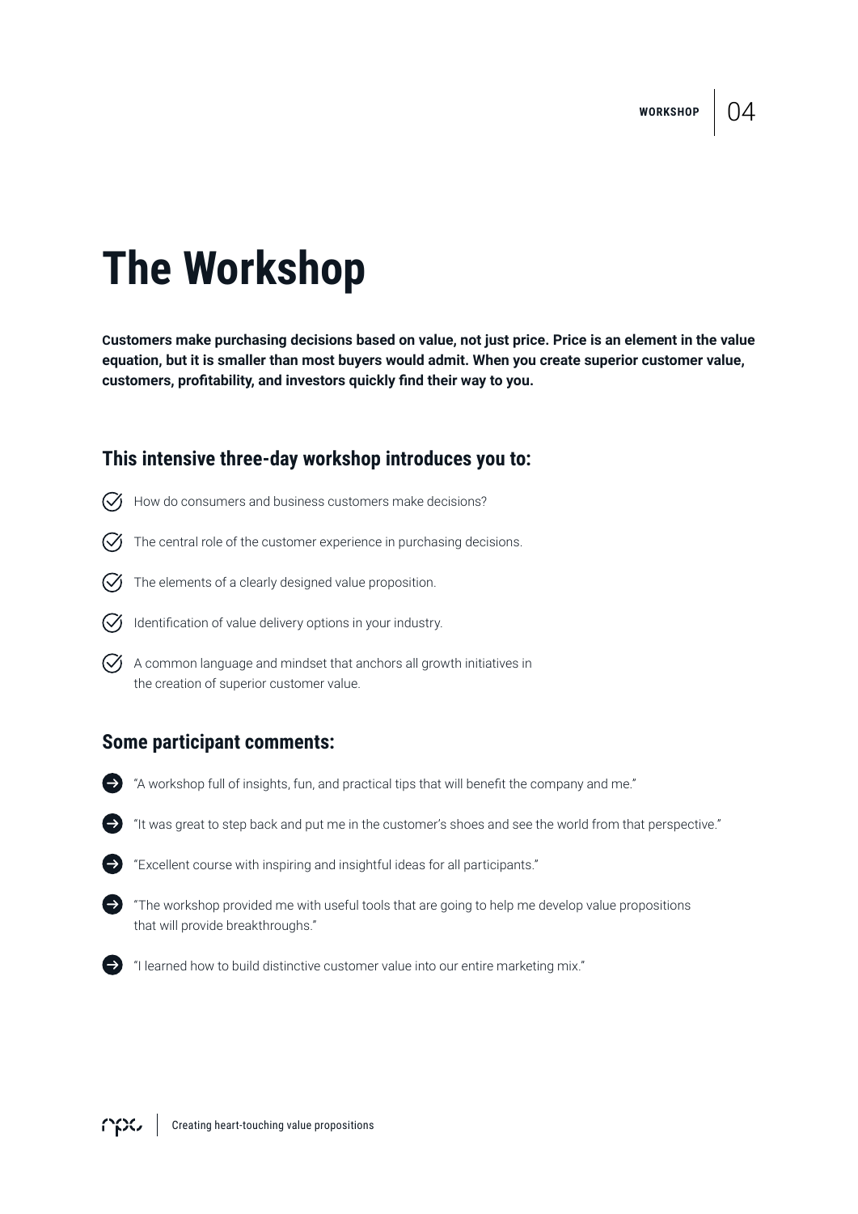# The Workshop

**Customers make purchasing decisions based on value, not just price. Price is an element in the value equation, but it is smaller than most buyers would admit. When you create superior customer value, customers, profitability, and investors quickly find their way to you.**

## This intensive three-day workshop introduces you to:

- How do consumers and business customers make decisions?
- The central role of the customer experience in purchasing decisions.
- The elements of a clearly designed value proposition.
- Identification of value delivery options in your industry.
- A common language and mindset that anchors all growth initiatives in the creation of superior customer value.

## Some participant comments:

- "A workshop full of insights, fun, and practical tips that will benefit the company and me."
- "It was great to step back and put me in the customer's shoes and see the world from that perspective."
- "Excellent course with inspiring and insightful ideas for all participants."
- "The workshop provided me with useful tools that are going to help me develop value propositions that will provide breakthroughs."
- "I learned how to build distinctive customer value into our entire marketing mix."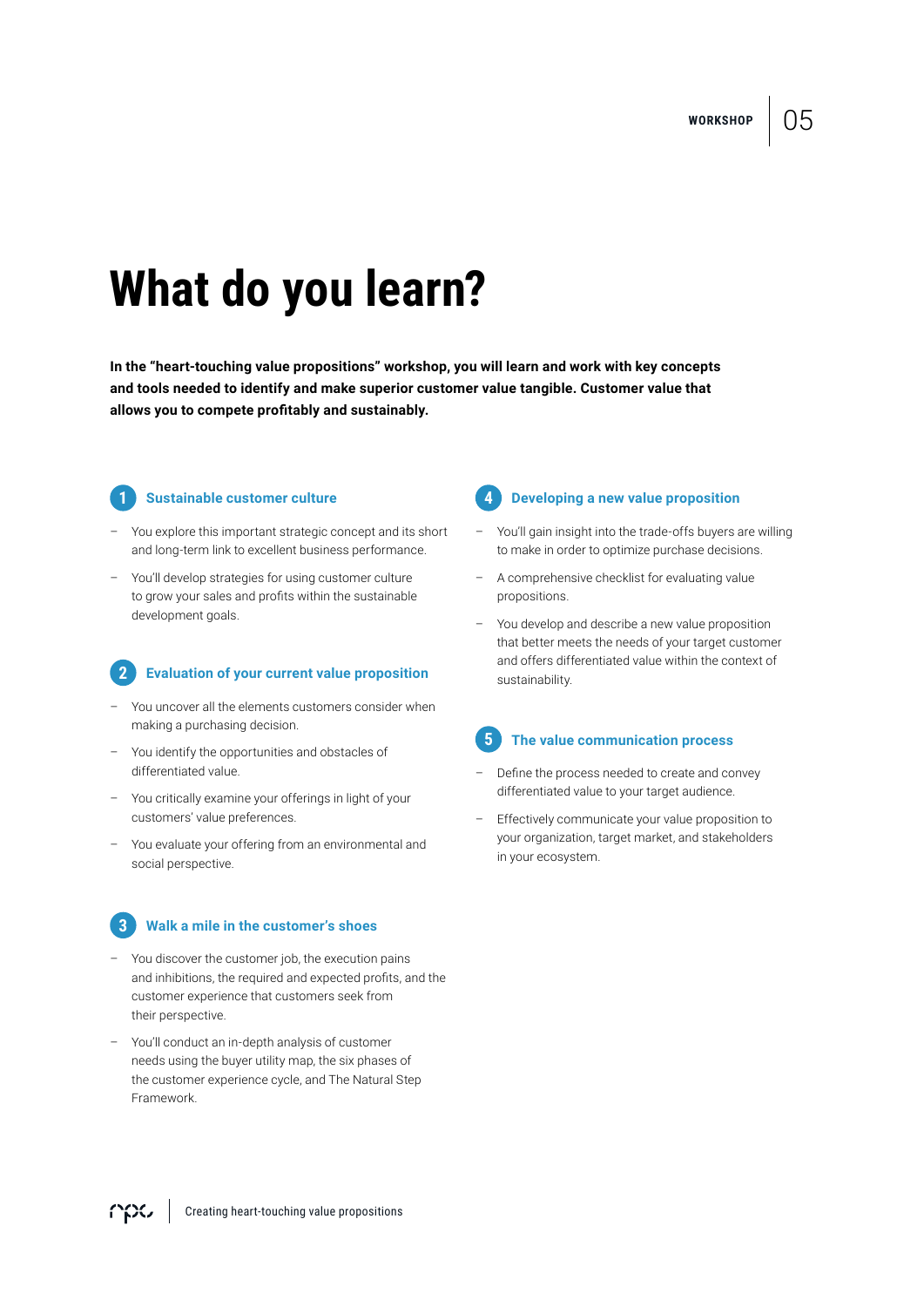# What do you learn?

**In the "heart-touching value propositions" workshop, you will learn and work with key concepts and tools needed to identify and make superior customer value tangible. Customer value that allows you to compete profitably and sustainably.**

### 1 Sustainable customer culture

- You explore this important strategic concept and its short and long-term link to excellent business performance.
- You'll develop strategies for using customer culture to grow your sales and profits within the sustainable development goals.

### 2 Evaluation of your current value proposition

- You uncover all the elements customers consider when making a purchasing decision.
- You identify the opportunities and obstacles of differentiated value.
- You critically examine your offerings in light of your customers' value preferences.
- You evaluate your offering from an environmental and social perspective.

### 3 Walk a mile in the customer's shoes

- You discover the customer job, the execution pains and inhibitions, the required and expected profits, and the customer experience that customers seek from their perspective.
- You'll conduct an in-depth analysis of customer needs using the buyer utility map, the six phases of the customer experience cycle, and The Natural Step Framework.

### 4 Developing a new value proposition

- You'll gain insight into the trade-offs buyers are willing to make in order to optimize purchase decisions.
- A comprehensive checklist for evaluating value propositions.
- You develop and describe a new value proposition that better meets the needs of your target customer and offers differentiated value within the context of sustainability.

### 5 The value communication process

- Define the process needed to create and convey differentiated value to your target audience.
- Effectively communicate your value proposition to your organization, target market, and stakeholders in your ecosystem.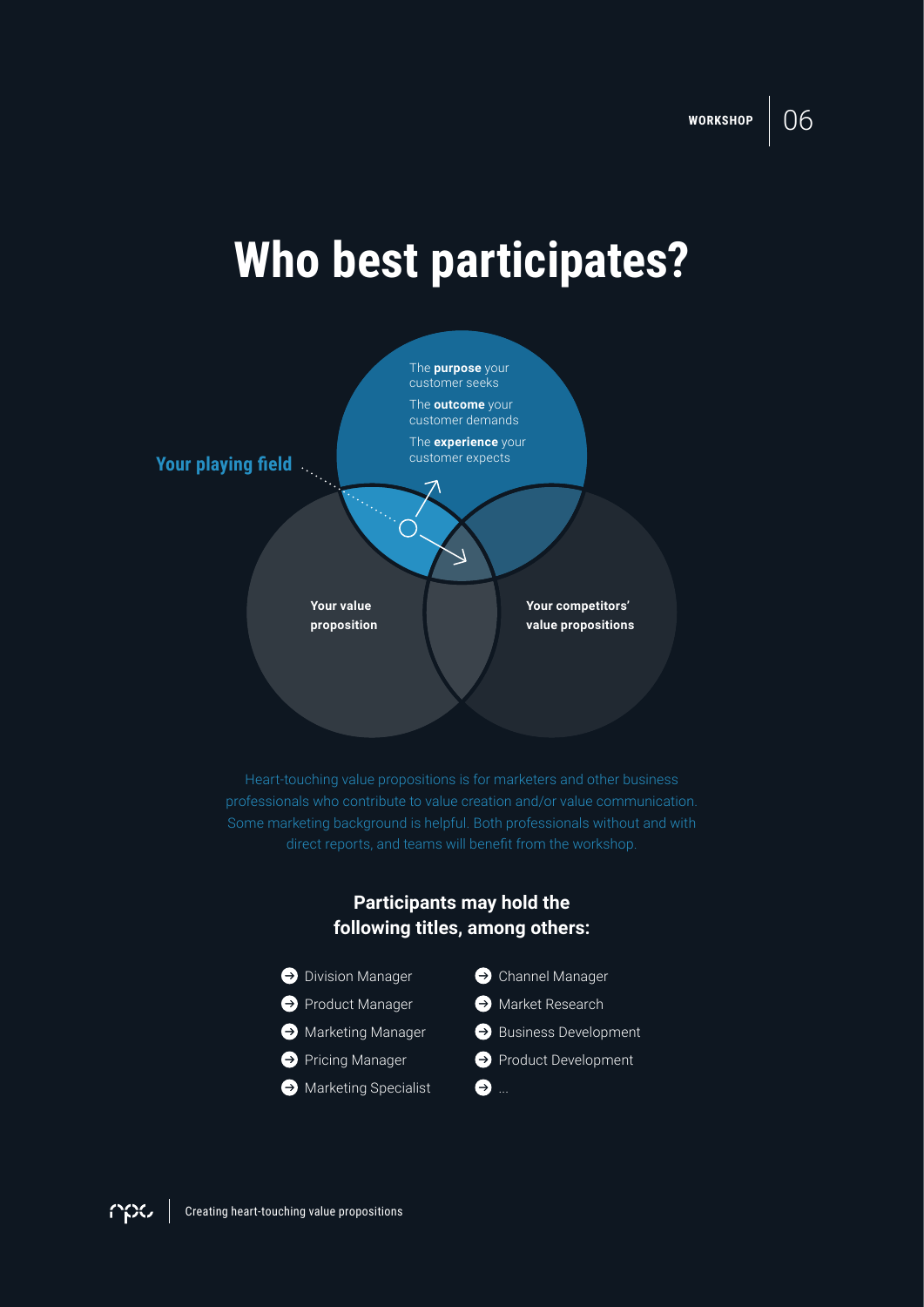# Who best participates?

The **purpose** your customer seeks

The **outcome** your customer demands

The **experience** your customer expects

**Your playing field**

**Your value proposition**

**Your competitors' value propositions**

Heart-touching value propositions is for marketers and other business professionals who contribute to value creation and/or value communication. Some marketing background is helpful. Both professionals without and with direct reports, and teams will benefit from the workshop.

### Participants may hold the following titles, among others:

- Division Manager
- Product Manager
- Marketing Manager
- Pricing Manager
- Marketing Specialist
- Channel Manager
- Market Research
- Business Development
- Product Development
- ...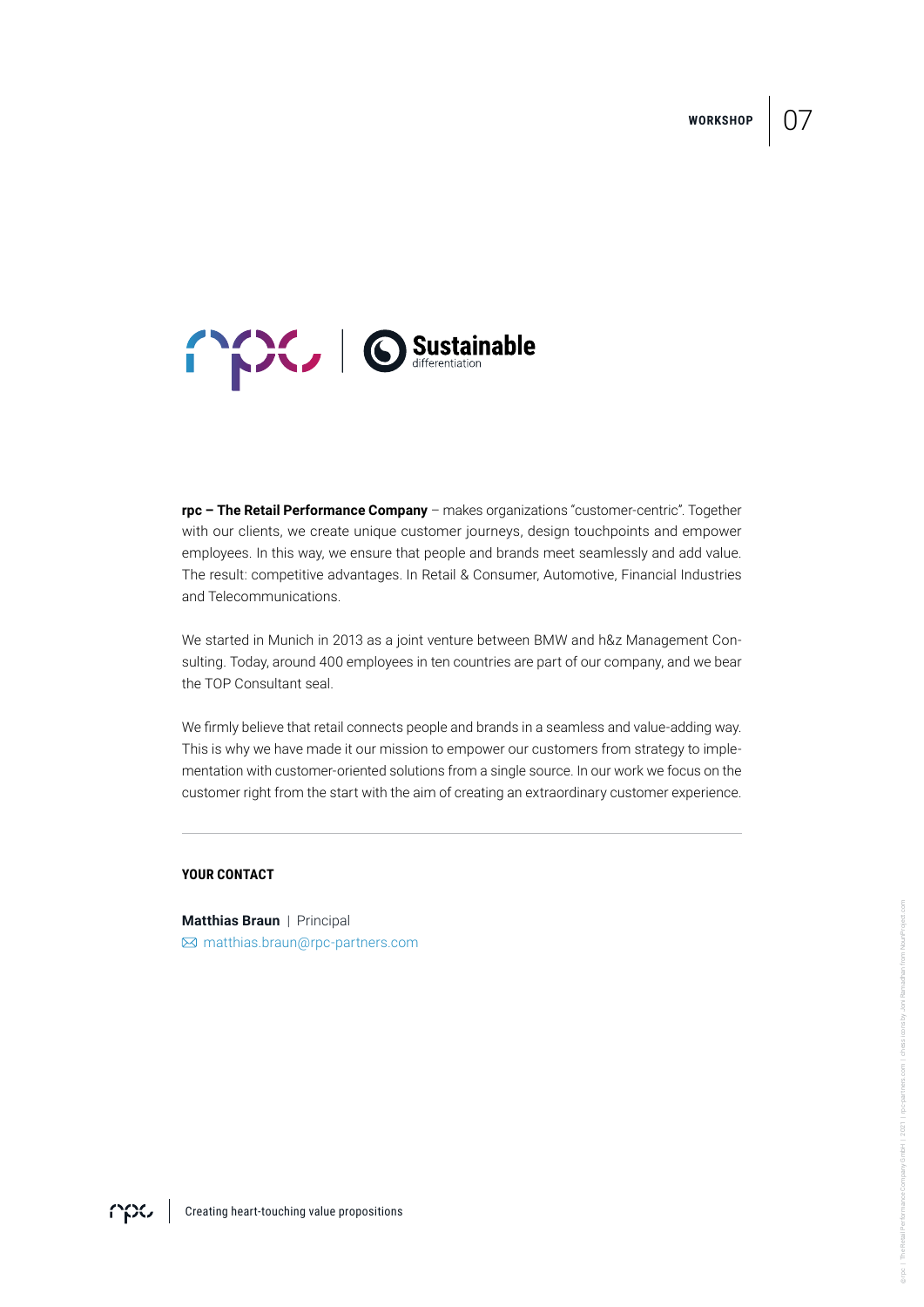**rpc – The Retail Performance Company** – makes organizations "customer-centric". Together with our clients, we create unique customer journeys, design touchpoints and empower employees. In this way, we ensure that people and brands meet seamlessly and add value. The result: competitive advantages. In Retail & Consumer, Automotive, Financial Industries and Telecommunications.

We started in Munich in 2013 as a joint venture between BMW and h&z Management Consulting. Today, around 400 employees in ten countries are part of our company, and we bear the TOP Consultant seal.

We firmly believe that retail connects people and brands in a seamless and value-adding way. This is why we have made it our mission to empower our customers from strategy to implementation with customer-oriented solutions from a single source. In our work we focus on the customer right from the start with the aim of creating an extraordinary customer experience.

---

**YOUR CONTACT**

**Matthias Braun** | Principal
matthias.braun@rpc-partners.com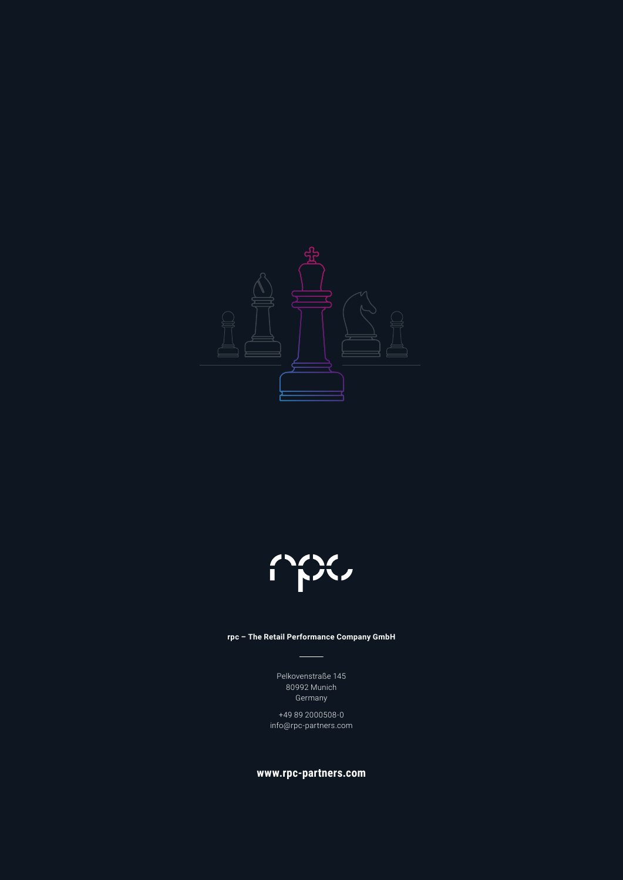rpc

**rpc – The Retail Performance Company GmbH**

Pelkovenstraße 145
80992 Munich
Germany

+49 89 2000508-0
info@rpc-partners.com

**www.rpc-partners.com**